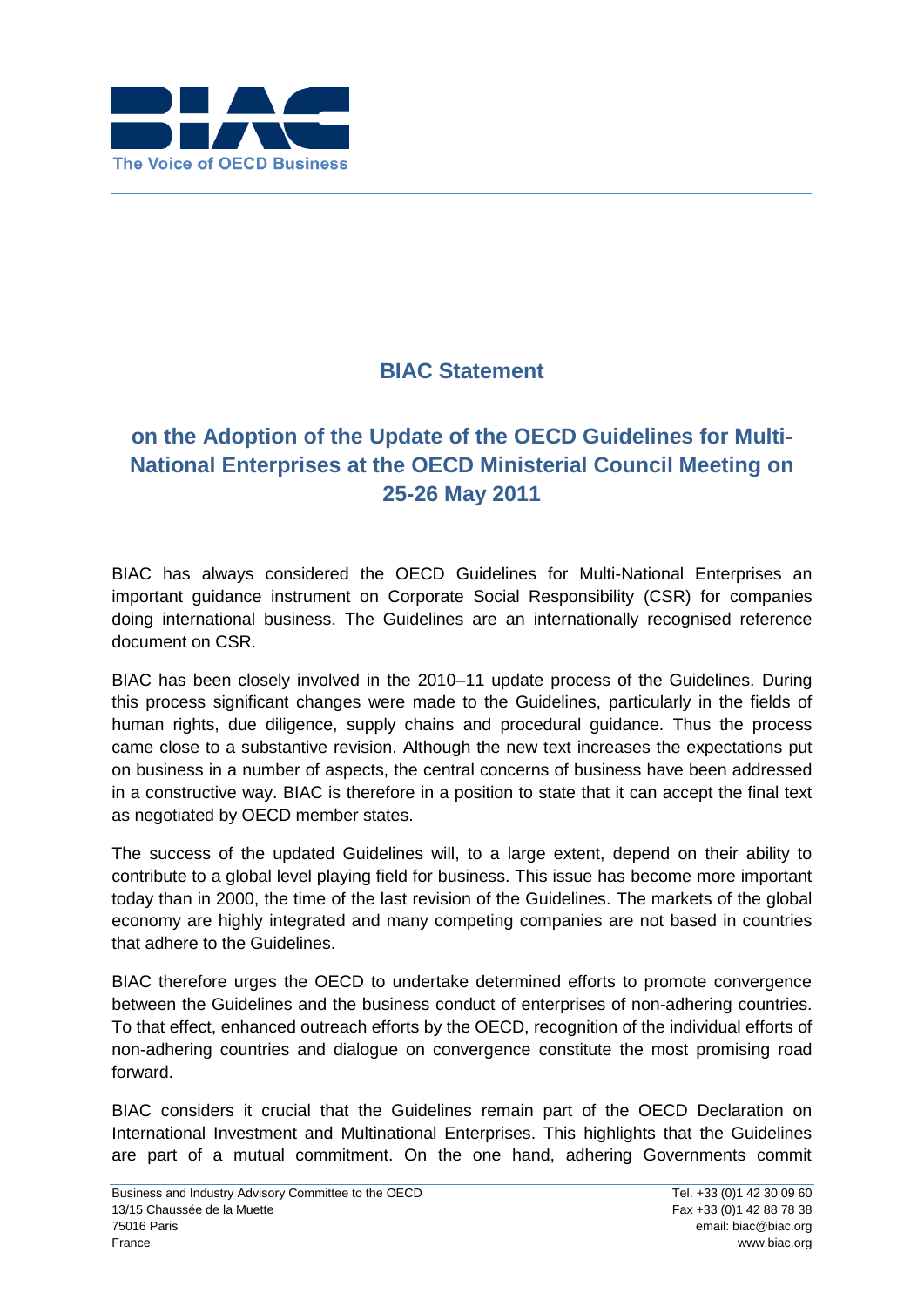BIAC

The Voice of OECD Business

## BIAC Statement

## on the Adoption of the Update of the OECD Guidelines for Multi-National Enterprises at the OECD Ministerial Council Meeting on 25-26 May 2011

BIAC has always considered the OECD Guidelines for Multi-National Enterprises an important guidance instrument on Corporate Social Responsibility (CSR) for companies doing international business. The Guidelines are an internationally recognised reference document on CSR.

BIAC has been closely involved in the 2010–11 update process of the Guidelines. During this process significant changes were made to the Guidelines, particularly in the fields of human rights, due diligence, supply chains and procedural guidance. Thus the process came close to a substantive revision. Although the new text increases the expectations put on business in a number of aspects, the central concerns of business have been addressed in a constructive way. BIAC is therefore in a position to state that it can accept the final text as negotiated by OECD member states.

The success of the updated Guidelines will, to a large extent, depend on their ability to contribute to a global level playing field for business. This issue has become more important today than in 2000, the time of the last revision of the Guidelines. The markets of the global economy are highly integrated and many competing companies are not based in countries that adhere to the Guidelines.

BIAC therefore urges the OECD to undertake determined efforts to promote convergence between the Guidelines and the business conduct of enterprises of non-adhering countries. To that effect, enhanced outreach efforts by the OECD, recognition of the individual efforts of non-adhering countries and dialogue on convergence constitute the most promising road forward.

BIAC considers it crucial that the Guidelines remain part of the OECD Declaration on International Investment and Multinational Enterprises. This highlights that the Guidelines are part of a mutual commitment. On the one hand, adhering Governments commit

Business and Industry Advisory Committee to the OECD
13/15 Chaussée de la Muette
75016 Paris
France

Tel. +33 (0)1 42 30 09 60
Fax +33 (0)1 42 88 78 38
email: biac@biac.org
www.biac.org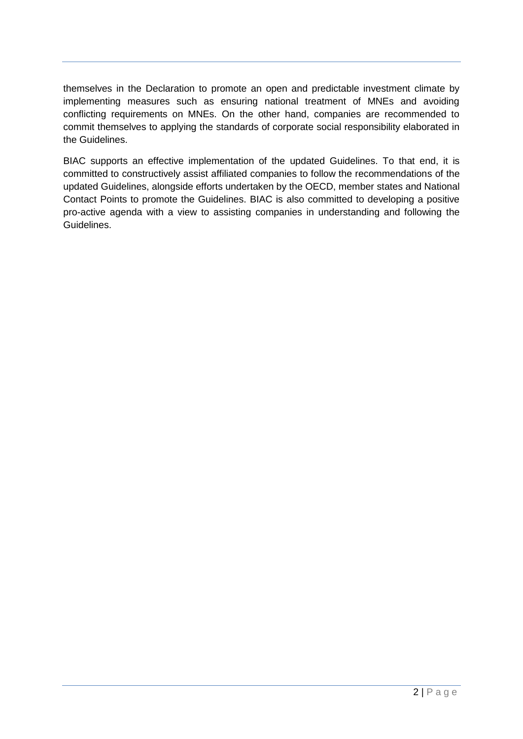themselves in the Declaration to promote an open and predictable investment climate by implementing measures such as ensuring national treatment of MNEs and avoiding conflicting requirements on MNEs. On the other hand, companies are recommended to commit themselves to applying the standards of corporate social responsibility elaborated in the Guidelines.

BIAC supports an effective implementation of the updated Guidelines. To that end, it is committed to constructively assist affiliated companies to follow the recommendations of the updated Guidelines, alongside efforts undertaken by the OECD, member states and National Contact Points to promote the Guidelines. BIAC is also committed to developing a positive pro-active agenda with a view to assisting companies in understanding and following the Guidelines.